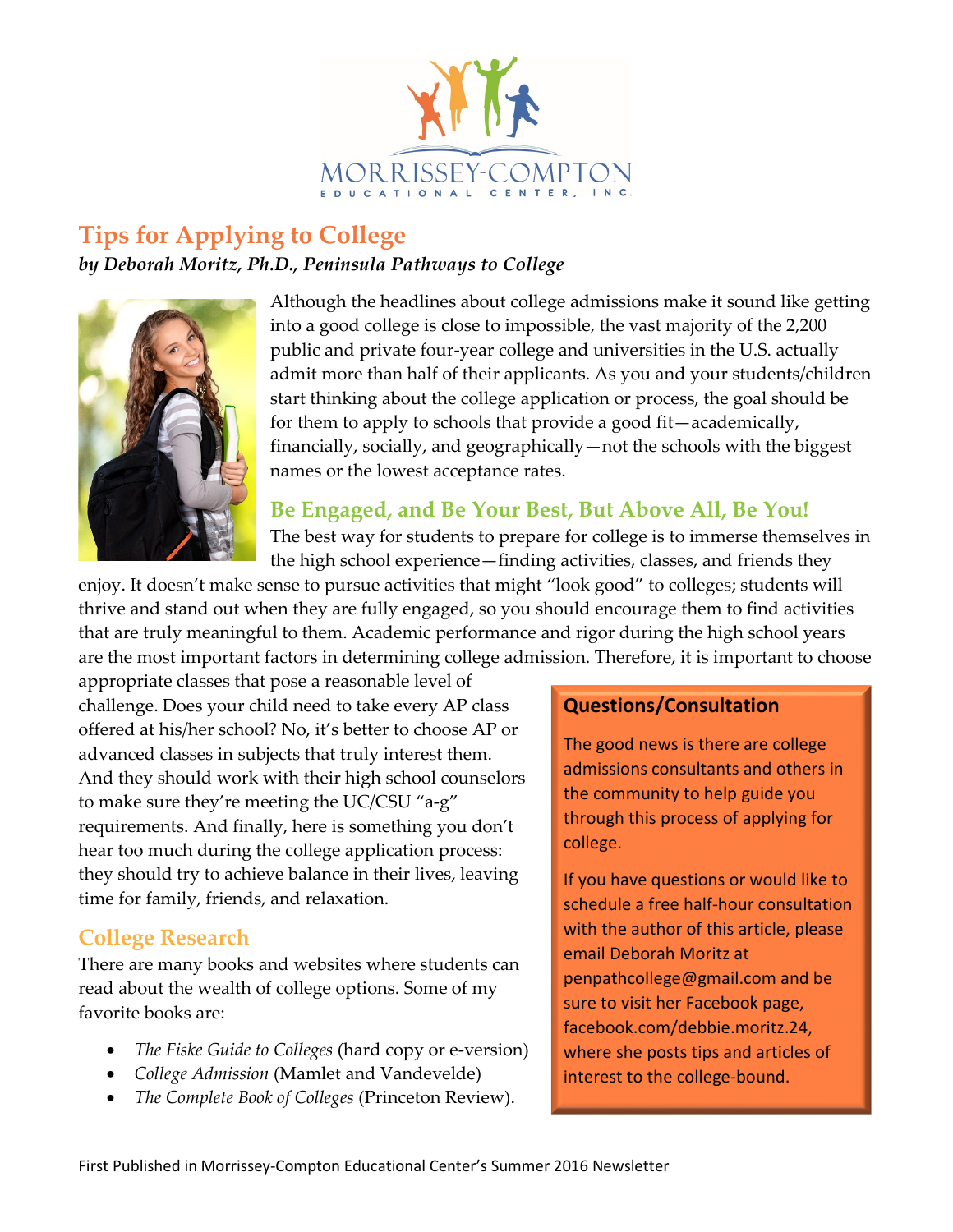MORRISSEY-COMPTON
EDUCATIONAL CENTER, INC.

# Tips for Applying to College

***by Deborah Moritz, Ph.D., Peninsula Pathways to College***

Although the headlines about college admissions make it sound like getting into a good college is close to impossible, the vast majority of the 2,200 public and private four-year college and universities in the U.S. actually admit more than half of their applicants. As you and your students/children start thinking about the college application or process, the goal should be for them to apply to schools that provide a good fit—academically, financially, socially, and geographically—not the schools with the biggest names or the lowest acceptance rates.

## Be Engaged, and Be Your Best, But Above All, Be You!

The best way for students to prepare for college is to immerse themselves in the high school experience—finding activities, classes, and friends they enjoy. It doesn't make sense to pursue activities that might "look good" to colleges; students will thrive and stand out when they are fully engaged, so you should encourage them to find activities that are truly meaningful to them. Academic performance and rigor during the high school years are the most important factors in determining college admission. Therefore, it is important to choose appropriate classes that pose a reasonable level of challenge. Does your child need to take every AP class offered at his/her school? No, it's better to choose AP or advanced classes in subjects that truly interest them. And they should work with their high school counselors to make sure they're meeting the UC/CSU "a-g" requirements. And finally, here is something you don't hear too much during the college application process: they should try to achieve balance in their lives, leaving time for family, friends, and relaxation.

## College Research

There are many books and websites where students can read about the wealth of college options. Some of my favorite books are:

- *The Fiske Guide to Colleges* (hard copy or e-version)
- *College Admission* (Mamlet and Vandevelde)
- *The Complete Book of Colleges* (Princeton Review).

## Questions/Consultation

The good news is there are college admissions consultants and others in the community to help guide you through this process of applying for college.

If you have questions or would like to schedule a free half-hour consultation with the author of this article, please email Deborah Moritz at penpathcollege@gmail.com and be sure to visit her Facebook page, facebook.com/debbie.moritz.24, where she posts tips and articles of interest to the college-bound.

First Published in Morrissey-Compton Educational Center's Summer 2016 Newsletter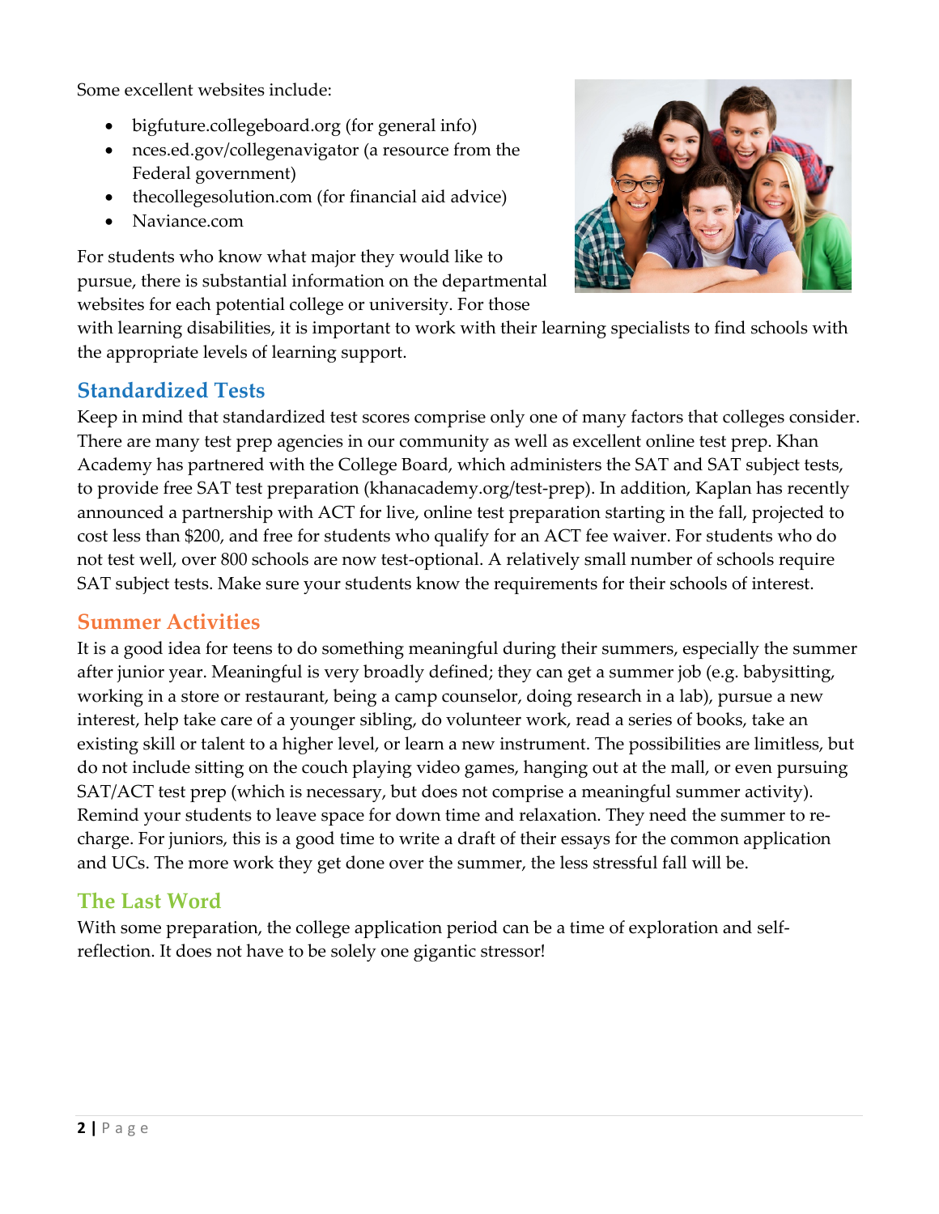Some excellent websites include:

- bigfuture.collegeboard.org (for general info)
- nces.ed.gov/collegenavigator (a resource from the Federal government)
- thecollegesolution.com (for financial aid advice)
- Naviance.com

For students who know what major they would like to pursue, there is substantial information on the departmental websites for each potential college or university. For those with learning disabilities, it is important to work with their learning specialists to find schools with the appropriate levels of learning support.

## Standardized Tests

Keep in mind that standardized test scores comprise only one of many factors that colleges consider. There are many test prep agencies in our community as well as excellent online test prep. Khan Academy has partnered with the College Board, which administers the SAT and SAT subject tests, to provide free SAT test preparation (khanacademy.org/test-prep). In addition, Kaplan has recently announced a partnership with ACT for live, online test preparation starting in the fall, projected to cost less than $200, and free for students who qualify for an ACT fee waiver. For students who do not test well, over 800 schools are now test-optional. A relatively small number of schools require SAT subject tests. Make sure your students know the requirements for their schools of interest.

## Summer Activities

It is a good idea for teens to do something meaningful during their summers, especially the summer after junior year. Meaningful is very broadly defined; they can get a summer job (e.g. babysitting, working in a store or restaurant, being a camp counselor, doing research in a lab), pursue a new interest, help take care of a younger sibling, do volunteer work, read a series of books, take an existing skill or talent to a higher level, or learn a new instrument. The possibilities are limitless, but do not include sitting on the couch playing video games, hanging out at the mall, or even pursuing SAT/ACT test prep (which is necessary, but does not comprise a meaningful summer activity). Remind your students to leave space for down time and relaxation. They need the summer to re-charge. For juniors, this is a good time to write a draft of their essays for the common application and UCs. The more work they get done over the summer, the less stressful fall will be.

## The Last Word

With some preparation, the college application period can be a time of exploration and self-reflection. It does not have to be solely one gigantic stressor!